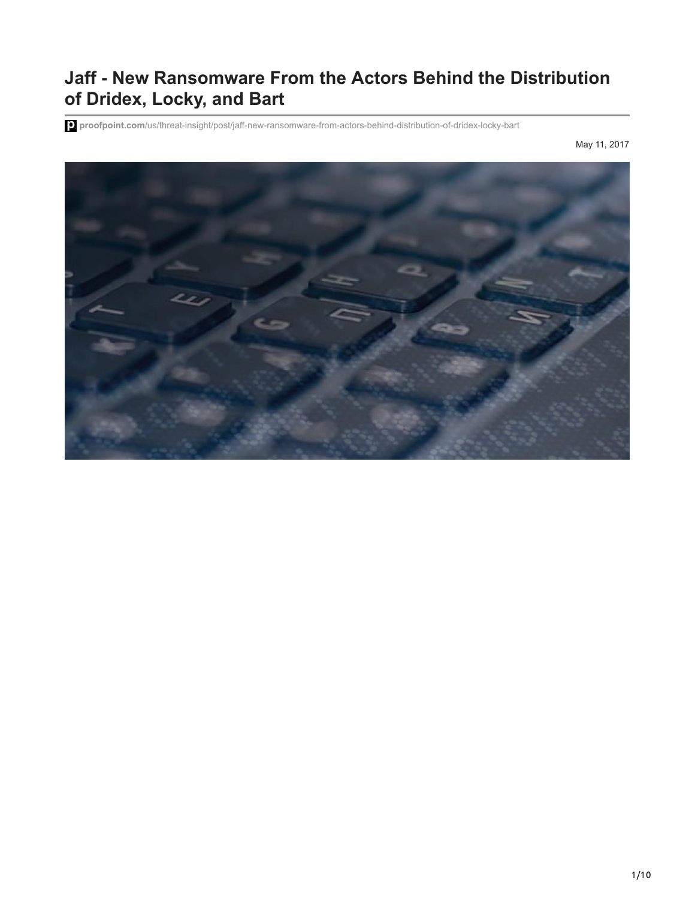# Jaff - New Ransomware From the Actors Behind the Distribution of Dridex, Locky, and Bart

proofpoint.com/us/threat-insight/post/jaff-new-ransomware-from-actors-behind-distribution-of-dridex-locky-bart

May 11, 2017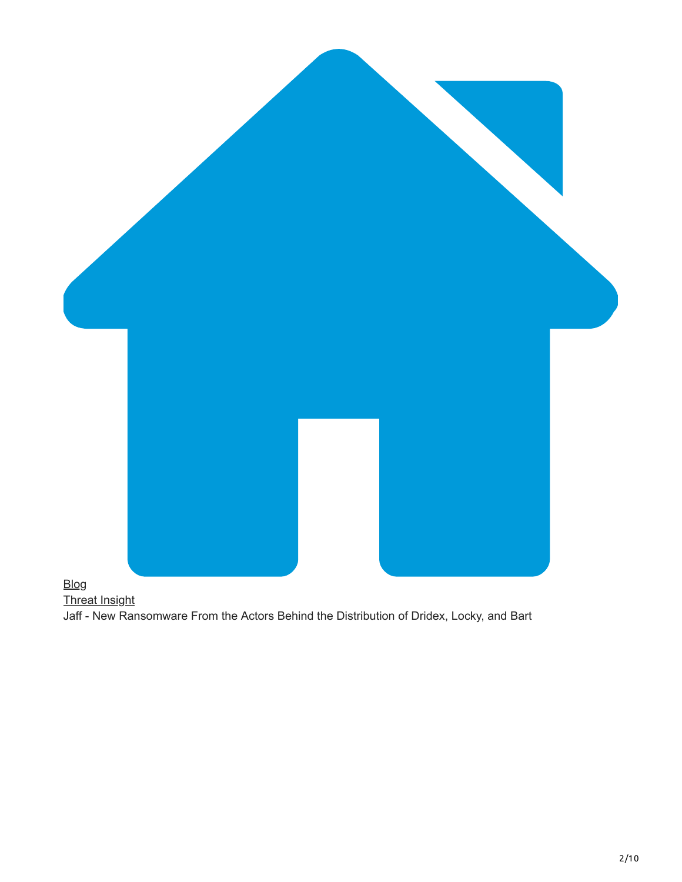Blog
Threat Insight
Jaff - New Ransomware From the Actors Behind the Distribution of Dridex, Locky, and Bart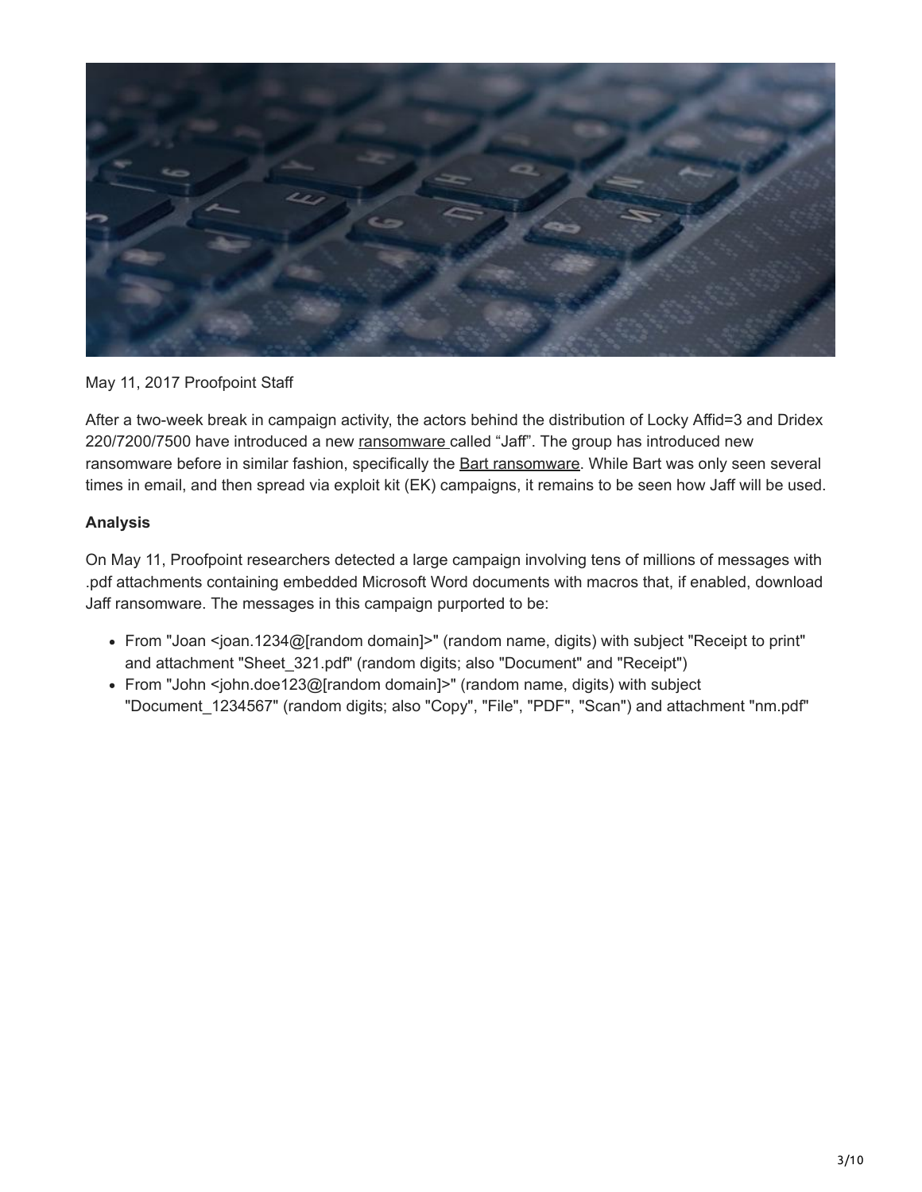May 11, 2017 Proofpoint Staff

After a two-week break in campaign activity, the actors behind the distribution of Locky Affid=3 and Dridex 220/7200/7500 have introduced a new ransomware called “Jaff”. The group has introduced new ransomware before in similar fashion, specifically the Bart ransomware. While Bart was only seen several times in email, and then spread via exploit kit (EK) campaigns, it remains to be seen how Jaff will be used.

**Analysis**

On May 11, Proofpoint researchers detected a large campaign involving tens of millions of messages with .pdf attachments containing embedded Microsoft Word documents with macros that, if enabled, download Jaff ransomware. The messages in this campaign purported to be:

- From "Joan <joan.1234@[random domain]>" (random name, digits) with subject "Receipt to print" and attachment "Sheet_321.pdf" (random digits; also "Document" and "Receipt")
- From "John <john.doe123@[random domain]>" (random name, digits) with subject "Document_1234567" (random digits; also "Copy", "File", "PDF", "Scan") and attachment "nm.pdf"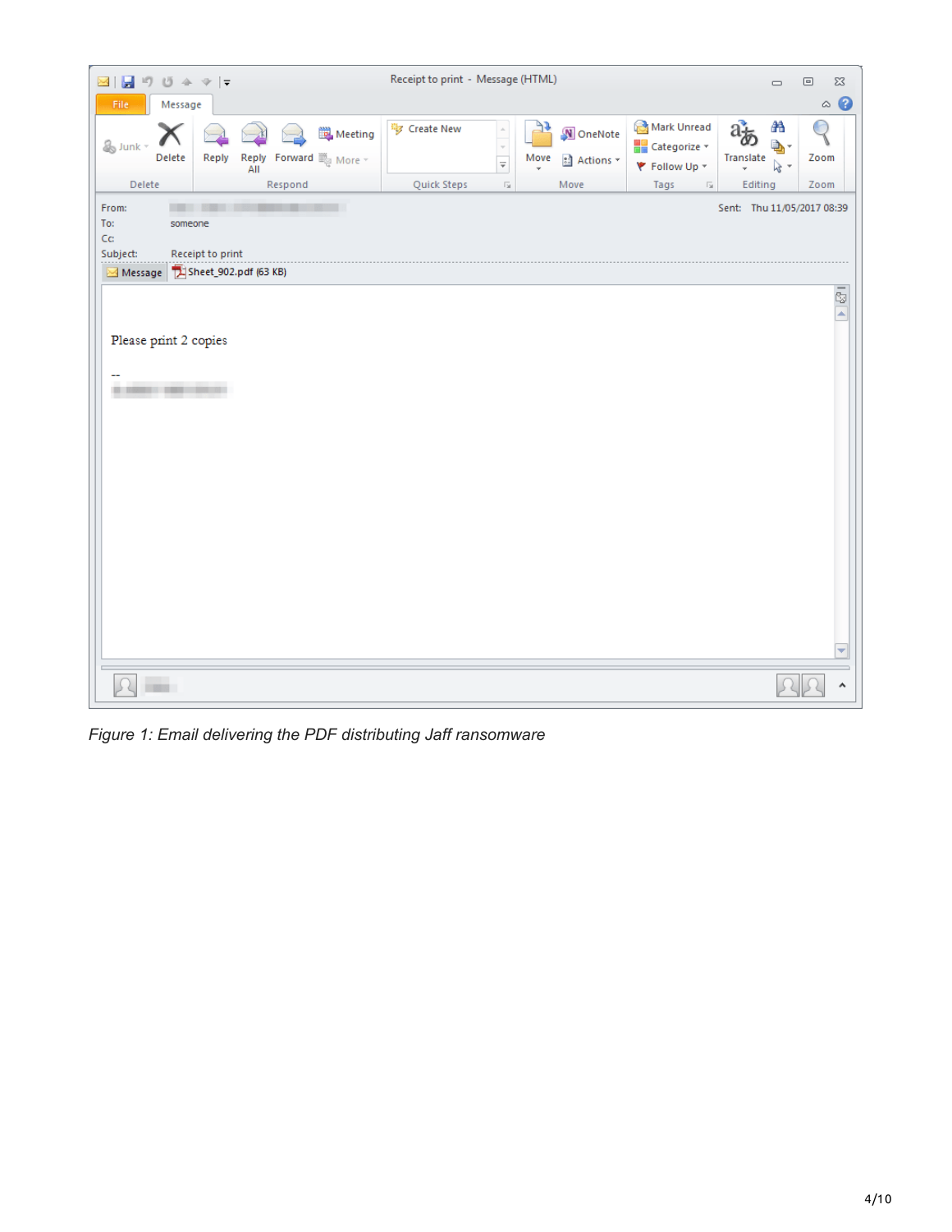*Figure 1: Email delivering the PDF distributing Jaff ransomware*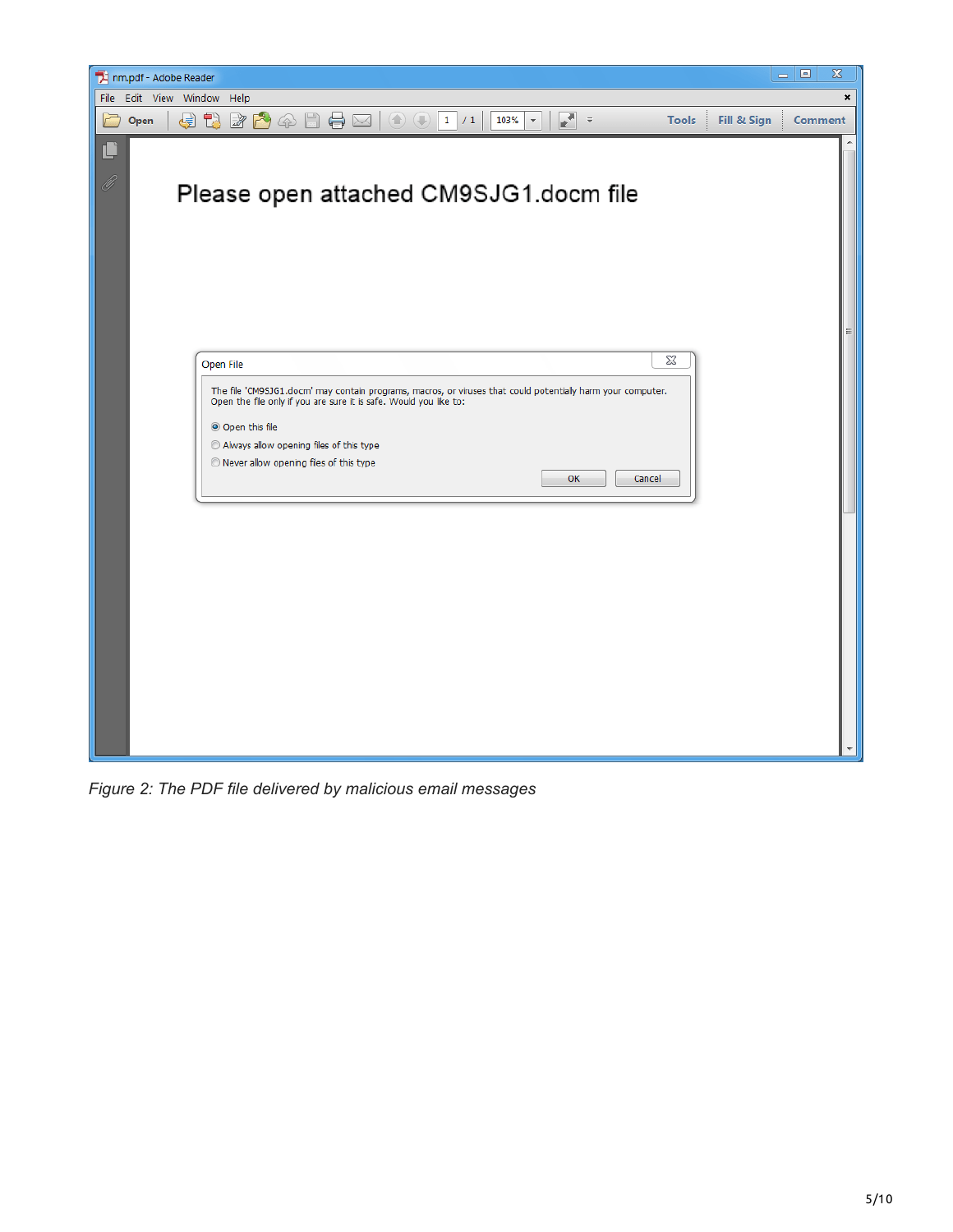*Figure 2: The PDF file delivered by malicious email messages*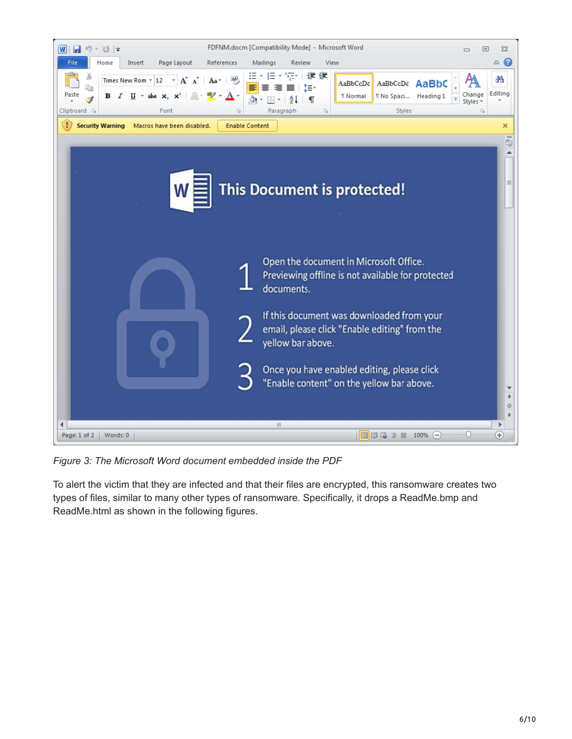*Figure 3: The Microsoft Word document embedded inside the PDF*

To alert the victim that they are infected and that their files are encrypted, this ransomware creates two types of files, similar to many other types of ransomware. Specifically, it drops a ReadMe.bmp and ReadMe.html as shown in the following figures.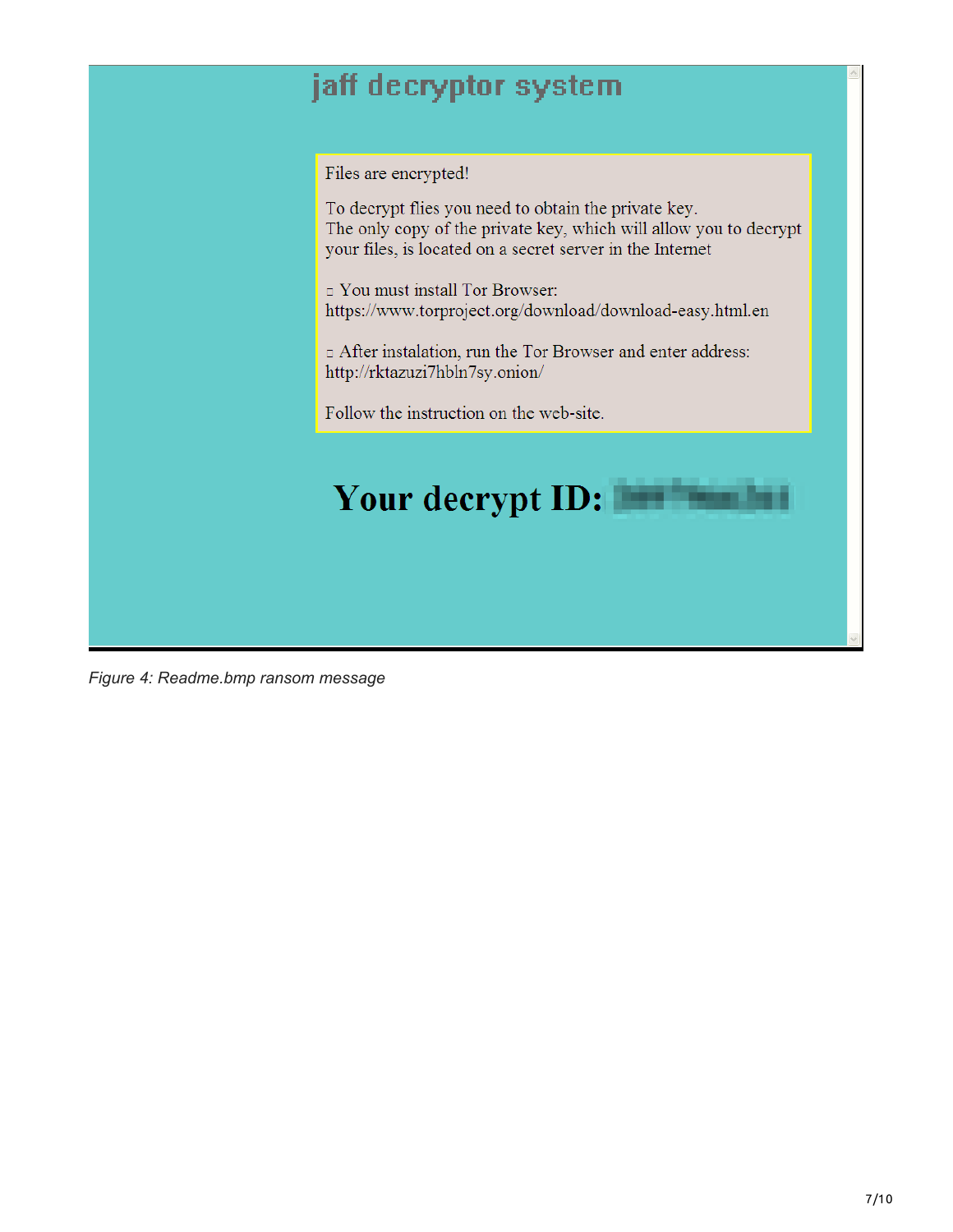jaff decryptor system

Files are encrypted!

To decrypt flies you need to obtain the private key.
The only copy of the private key, which will allow you to decrypt your files, is located on a secret server in the Internet

□ You must install Tor Browser:
https://www.torproject.org/download/download-easy.html.en

□ After instalation, run the Tor Browser and enter address:
http://rktazuzi7hbln7sy.onion/

Follow the instruction on the web-site.

**Your decrypt ID:**

*Figure 4: Readme.bmp ransom message*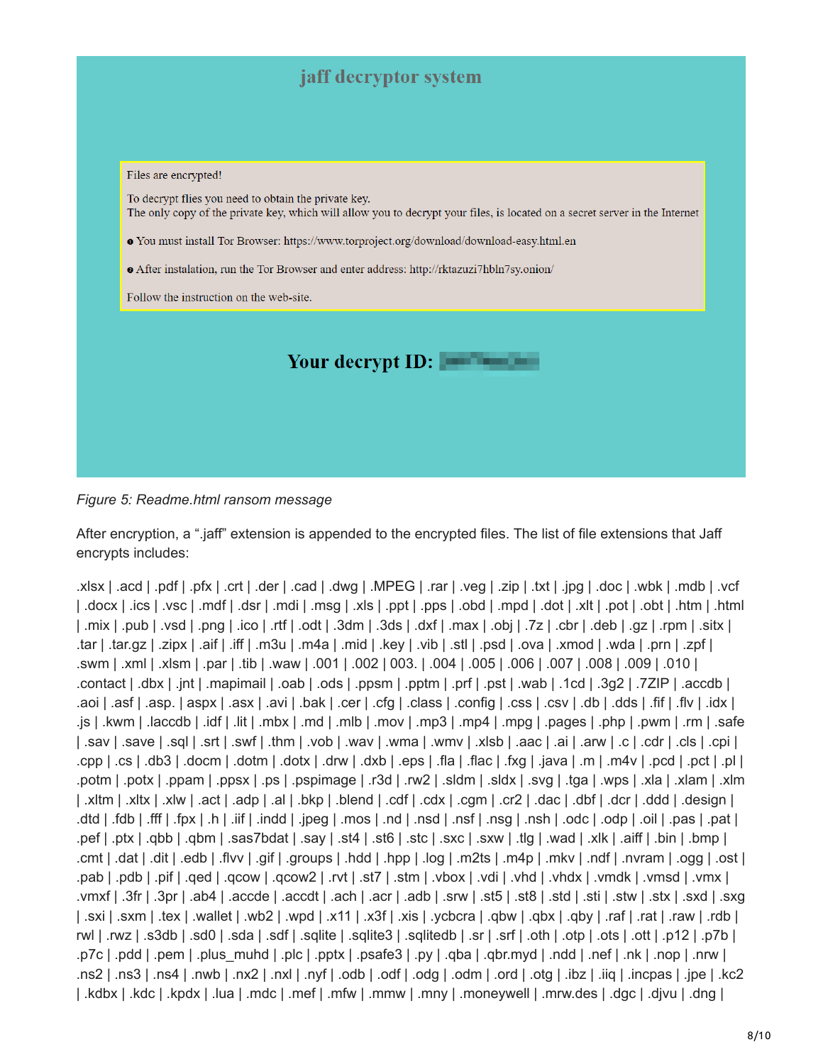jaff decryptor system

Files are encrypted!

To decrypt flies you need to obtain the private key.
The only copy of the private key, which will allow you to decrypt your files, is located on a secret server in the Internet

- You must install Tor Browser: https://www.torproject.org/download/download-easy.html.en

- After instalation, run the Tor Browser and enter address: http://rktazuzi7hbln7sy.onion/

Follow the instruction on the web-site.

**Your decrypt ID:**

*Figure 5: Readme.html ransom message*

After encryption, a ".jaff" extension is appended to the encrypted files. The list of file extensions that Jaff encrypts includes:

.xlsx | .acd | .pdf | .pfx | .crt | .der | .cad | .dwg | .MPEG | .rar | .veg | .zip | .txt | .jpg | .doc | .wbk | .mdb | .vcf | .docx | .ics | .vsc | .mdf | .dsr | .mdi | .msg | .xls | .ppt | .pps | .obd | .mpd | .dot | .xlt | .pot | .obt | .htm | .html | .mix | .pub | .vsd | .png | .ico | .rtf | .odt | .3dm | .3ds | .dxf | .max | .obj | .7z | .cbr | .deb | .gz | .rpm | .sitx | .tar | .tar.gz | .zipx | .aif | .iff | .m3u | .m4a | .mid | .key | .vib | .stl | .psd | .ova | .xmod | .wda | .prn | .zpf | .swm | .xml | .xlsm | .par | .tib | .waw | .001 | .002 | 003. | .004 | .005 | .006 | .007 | .008 | .009 | .010 | .contact | .dbx | .jnt | .mapimail | .oab | .ods | .ppsm | .pptm | .prf | .pst | .wab | .1cd | .3g2 | .7ZIP | .accdb | .aoi | .asf | .asp. | aspx | .asx | .avi | .bak | .cer | .cfg | .class | .config | .css | .csv | .db | .dds | .fif | .flv | .idx | .js | .kwm | .laccdb | .idf | .lit | .mbx | .md | .mlb | .mov | .mp3 | .mp4 | .mpg | .pages | .php | .pwm | .rm | .safe | .sav | .save | .sql | .srt | .swf | .thm | .vob | .wav | .wma | .wmv | .xlsb | .aac | .ai | .arw | .c | .cdr | .cls | .cpi | .cpp | .cs | .db3 | .docm | .dotm | .dotx | .drw | .dxb | .eps | .fla | .flac | .fxg | .java | .m | .m4v | .pcd | .pct | .pl | .potm | .potx | .ppam | .ppsx | .ps | .pspimage | .r3d | .rw2 | .sldm | .sldx | .svg | .tga | .wps | .xla | .xlam | .xlm | .xltm | .xltx | .xlw | .act | .adp | .al | .bkp | .blend | .cdf | .cdx | .cgm | .cr2 | .dac | .dbf | .dcr | .ddd | .design | .dtd | .fdb | .fff | .fpx | .h | .iif | .indd | .jpeg | .mos | .nd | .nsd | .nsf | .nsg | .nsh | .odc | .odp | .oil | .pas | .pat | .pef | .ptx | .qbb | .qbm | .sas7bdat | .say | .st4 | .st6 | .stc | .sxc | .sxw | .tlg | .wad | .xlk | .aiff | .bin | .bmp | .cmt | .dat | .dit | .edb | .flvv | .gif | .groups | .hdd | .hpp | .log | .m2ts | .m4p | .mkv | .ndf | .nvram | .ogg | .ost | .pab | .pdb | .pif | .qed | .qcow | .qcow2 | .rvt | .st7 | .stm | .vbox | .vdi | .vhd | .vhdx | .vmdk | .vmsd | .vmx | .vmxf | .3fr | .3pr | .ab4 | .accde | .accdt | .ach | .acr | .adb | .srw | .st5 | .st8 | .std | .sti | .stw | .stx | .sxd | .sxg | .sxi | .sxm | .tex | .wallet | .wb2 | .wpd | .x11 | .x3f | .xis | .ycbcra | .qbw | .qbx | .qby | .raf | .rat | .raw | .rdb | rwl | .rwz | .s3db | .sd0 | .sda | .sdf | .sqlite | .sqlite3 | .sqlitedb | .sr | .srf | .oth | .otp | .ots | .ott | .p12 | .p7b | .p7c | .pdd | .pem | .plus_muhd | .plc | .pptx | .psafe3 | .py | .qba | .qbr.myd | .ndd | .nef | .nk | .nop | .nrw | .ns2 | .ns3 | .ns4 | .nwb | .nx2 | .nxl | .nyf | .odb | .odf | .odg | .odm | .ord | .otg | .ibz | .iiq | .incpas | .jpe | .kc2 | .kdbx | .kdc | .kpdx | .lua | .mdc | .mef | .mfw | .mmw | .mny | .moneywell | .mrw.des | .dgc | .djvu | .dng |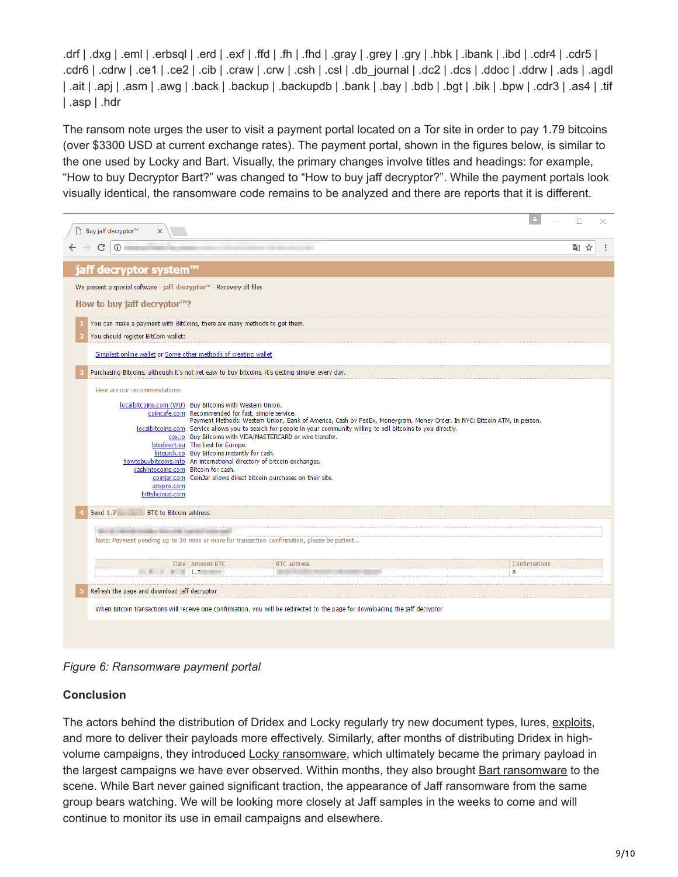.drf | .dxg | .eml | .erbsql | .erd | .exf | .ffd | .fh | .fhd | .gray | .grey | .gry | .hbk | .ibank | .ibd | .cdr4 | .cdr5 | .cdr6 | .cdrw | .ce1 | .ce2 | .cib | .craw | .crw | .csh | .csl | .db_journal | .dc2 | .dcs | .ddoc | .ddrw | .ads | .agdl | .ait | .apj | .asm | .awg | .back | .backup | .backupdb | .bank | .bay | .bdb | .bgt | .bik | .bpw | .cdr3 | .as4 | .tif | .asp | .hdr

The ransom note urges the user to visit a payment portal located on a Tor site in order to pay 1.79 bitcoins (over $3300 USD at current exchange rates). The payment portal, shown in the figures below, is similar to the one used by Locky and Bart. Visually, the primary changes involve titles and headings: for example, “How to buy Decryptor Bart?” was changed to “How to buy jaff decryptor?”. While the payment portals look visually identical, the ransomware code remains to be analyzed and there are reports that it is different.

*Figure 6: Ransomware payment portal*

### Conclusion

The actors behind the distribution of Dridex and Locky regularly try new document types, lures, exploits, and more to deliver their payloads more effectively. Similarly, after months of distributing Dridex in high-volume campaigns, they introduced Locky ransomware, which ultimately became the primary payload in the largest campaigns we have ever observed. Within months, they also brought Bart ransomware to the scene. While Bart never gained significant traction, the appearance of Jaff ransomware from the same group bears watching. We will be looking more closely at Jaff samples in the weeks to come and will continue to monitor its use in email campaigns and elsewhere.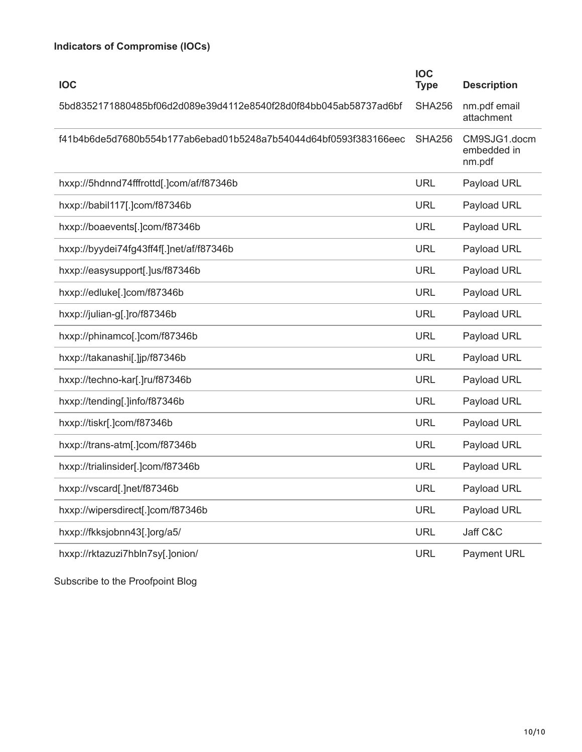**Indicators of Compromise (IOCs)**

| IOC | IOC Type | Description |
|---|---|---|
| 5bd8352171880485bf06d2d089e39d4112e8540f28d0f84bb045ab58737ad6bf | SHA256 | nm.pdf email attachment |
| f41b4b6de5d7680b554b177ab6ebad01b5248a7b54044d64bf0593f383166eec | SHA256 | CM9SJG1.docm embedded in nm.pdf |
| hxxp://5hdnnd74fffrottd[.]com/af/f87346b | URL | Payload URL |
| hxxp://babil117[.]com/f87346b | URL | Payload URL |
| hxxp://boaevents[.]com/f87346b | URL | Payload URL |
| hxxp://byydei74fg43ff4f[.]net/af/f87346b | URL | Payload URL |
| hxxp://easysupport[.]us/f87346b | URL | Payload URL |
| hxxp://edluke[.]com/f87346b | URL | Payload URL |
| hxxp://julian-g[.]ro/f87346b | URL | Payload URL |
| hxxp://phinamco[.]com/f87346b | URL | Payload URL |
| hxxp://takanashi[.]jp/f87346b | URL | Payload URL |
| hxxp://techno-kar[.]ru/f87346b | URL | Payload URL |
| hxxp://tending[.]info/f87346b | URL | Payload URL |
| hxxp://tiskr[.]com/f87346b | URL | Payload URL |
| hxxp://trans-atm[.]com/f87346b | URL | Payload URL |
| hxxp://trialinsider[.]com/f87346b | URL | Payload URL |
| hxxp://vscard[.]net/f87346b | URL | Payload URL |
| hxxp://wipersdirect[.]com/f87346b | URL | Payload URL |
| hxxp://fkksjobnn43[.]org/a5/ | URL | Jaff C&C |
| hxxp://rktazuzi7hbln7sy[.]onion/ | URL | Payment URL |

Subscribe to the Proofpoint Blog